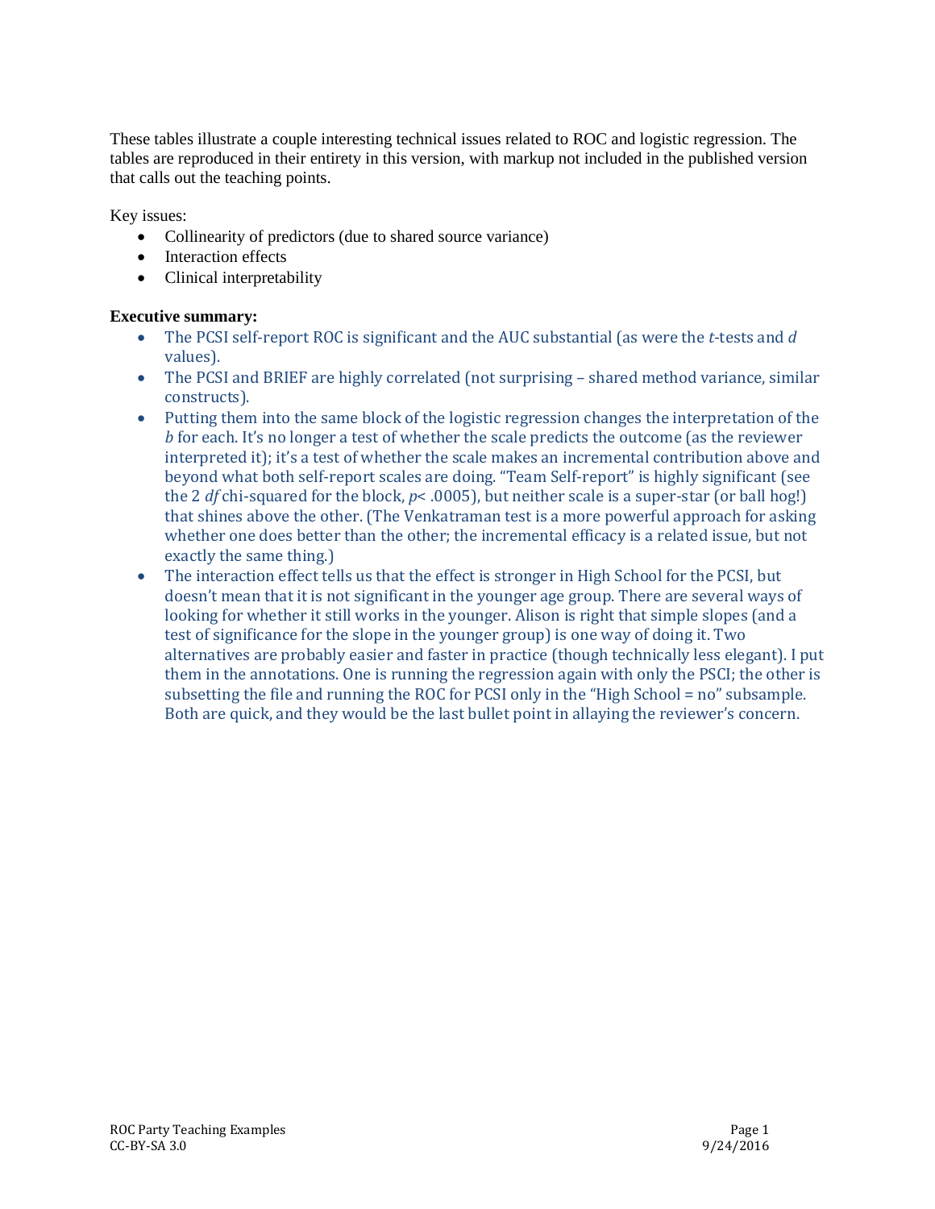These tables illustrate a couple interesting technical issues related to ROC and logistic regression. The tables are reproduced in their entirety in this version, with markup not included in the published version that calls out the teaching points.

Key issues:

- Collinearity of predictors (due to shared source variance)
- Interaction effects
- Clinical interpretability

**Executive summary:**

- The PCSI self-report ROC is significant and the AUC substantial (as were the *t*-tests and *d* values).
- The PCSI and BRIEF are highly correlated (not surprising – shared method variance, similar constructs).
- Putting them into the same block of the logistic regression changes the interpretation of the *b* for each. It's no longer a test of whether the scale predicts the outcome (as the reviewer interpreted it); it's a test of whether the scale makes an incremental contribution above and beyond what both self-report scales are doing. "Team Self-report" is highly significant (see the 2 *df* chi-squared for the block, $p < .0005$), but neither scale is a super-star (or ball hog!) that shines above the other. (The Venkatraman test is a more powerful approach for asking whether one does better than the other; the incremental efficacy is a related issue, but not exactly the same thing.)
- The interaction effect tells us that the effect is stronger in High School for the PCSI, but doesn't mean that it is not significant in the younger age group. There are several ways of looking for whether it still works in the younger. Alison is right that simple slopes (and a test of significance for the slope in the younger group) is one way of doing it. Two alternatives are probably easier and faster in practice (though technically less elegant). I put them in the annotations. One is running the regression again with only the PSCI; the other is subsetting the file and running the ROC for PCSI only in the "High School = no" subsample. Both are quick, and they would be the last bullet point in allaying the reviewer's concern.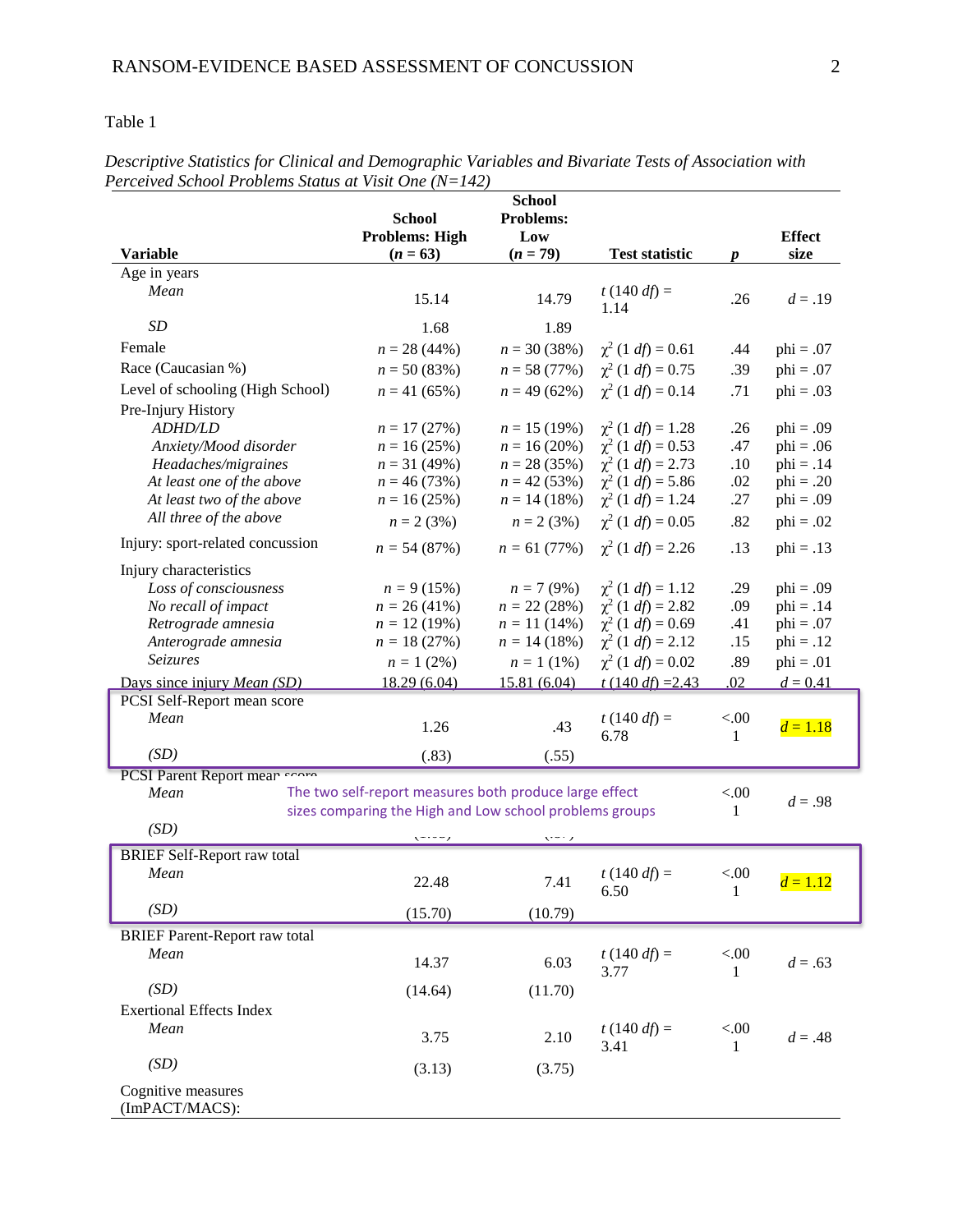Table 1

*Descriptive Statistics for Clinical and Demographic Variables and Bivariate Tests of Association with Perceived School Problems Status at Visit One (N=142)*

| Variable | School Problems: High ($n$ = 63) | School Problems: Low ($n$ = 79) | Test statistic | $p$ | Effect size |
|---|---|---|---|---|---|
| Age in years | | | | | |
| *Mean* | 15.14 | 14.79 | $t$ (140 $df$) = 1.14 | .26 | $d$ = .19 |
| *SD* | 1.68 | 1.89 | | | |
| Female | $n$ = 28 (44%) | $n$ = 30 (38%) | $\chi^2$ (1 $df$) = 0.61 | .44 | phi = .07 |
| Race (Caucasian %) | $n$ = 50 (83%) | $n$ = 58 (77%) | $\chi^2$ (1 $df$) = 0.75 | .39 | phi = .07 |
| Level of schooling (High School) | $n$ = 41 (65%) | $n$ = 49 (62%) | $\chi^2$ (1 $df$) = 0.14 | .71 | phi = .03 |
| Pre-Injury History | | | | | |
| *ADHD/LD* | $n$ = 17 (27%) | $n$ = 15 (19%) | $\chi^2$ (1 $df$) = 1.28 | .26 | phi = .09 |
| *Anxiety/Mood disorder* | $n$ = 16 (25%) | $n$ = 16 (20%) | $\chi^2$ (1 $df$) = 0.53 | .47 | phi = .06 |
| *Headaches/migraines* | $n$ = 31 (49%) | $n$ = 28 (35%) | $\chi^2$ (1 $df$) = 2.73 | .10 | phi = .14 |
| *At least one of the above* | $n$ = 46 (73%) | $n$ = 42 (53%) | $\chi^2$ (1 $df$) = 5.86 | .02 | phi = .20 |
| *At least two of the above* | $n$ = 16 (25%) | $n$ = 14 (18%) | $\chi^2$ (1 $df$) = 1.24 | .27 | phi = .09 |
| *All three of the above* | $n$ = 2 (3%) | $n$ = 2 (3%) | $\chi^2$ (1 $df$) = 0.05 | .82 | phi = .02 |
| Injury: sport-related concussion | $n$ = 54 (87%) | $n$ = 61 (77%) | $\chi^2$ (1 $df$) = 2.26 | .13 | phi = .13 |
| Injury characteristics | | | | | |
| *Loss of consciousness* | $n$ = 9 (15%) | $n$ = 7 (9%) | $\chi^2$ (1 $df$) = 1.12 | .29 | phi = .09 |
| *No recall of impact* | $n$ = 26 (41%) | $n$ = 22 (28%) | $\chi^2$ (1 $df$) = 2.82 | .09 | phi = .14 |
| *Retrograde amnesia* | $n$ = 12 (19%) | $n$ = 11 (14%) | $\chi^2$ (1 $df$) = 0.69 | .41 | phi = .07 |
| *Anterograde amnesia* | $n$ = 18 (27%) | $n$ = 14 (18%) | $\chi^2$ (1 $df$) = 2.12 | .15 | phi = .12 |
| *Seizures* | $n$ = 1 (2%) | $n$ = 1 (1%) | $\chi^2$ (1 $df$) = 0.02 | .89 | phi = .01 |
| Days since injury *Mean (SD)* | 18.29 (6.04) | 15.81 (6.04) | $t$ (140 $df$) =2.43 | .02 | $d$ = 0.41 |
| PCSI Self-Report mean score | | | | | |
| *Mean* | 1.26 | .43 | $t$ (140 $df$) = 6.78 | <.001 | $d$ = 1.18 |
| *(SD)* | (.83) | (.55) | | | |
| PCSI Parent Report mean score | | | | | |
| *Mean* | | | | <.001 | $d$ = .98 |
| *(SD)* | | | | | |
| BRIEF Self-Report raw total | | | | | |
| *Mean* | 22.48 | 7.41 | $t$ (140 $df$) = 6.50 | <.001 | $d$ = 1.12 |
| *(SD)* | (15.70) | (10.79) | | | |
| BRIEF Parent-Report raw total | | | | | |
| *Mean* | 14.37 | 6.03 | $t$ (140 $df$) = 3.77 | <.001 | $d$ = .63 |
| *(SD)* | (14.64) | (11.70) | | | |
| Exertional Effects Index | | | | | |
| *Mean* | 3.75 | 2.10 | $t$ (140 $df$) = 3.41 | <.001 | $d$ = .48 |
| *(SD)* | (3.13) | (3.75) | | | |
| Cognitive measures (ImPACT/MACS): | | | | | |

The two self-report measures both produce large effect sizes comparing the High and Low school problems groups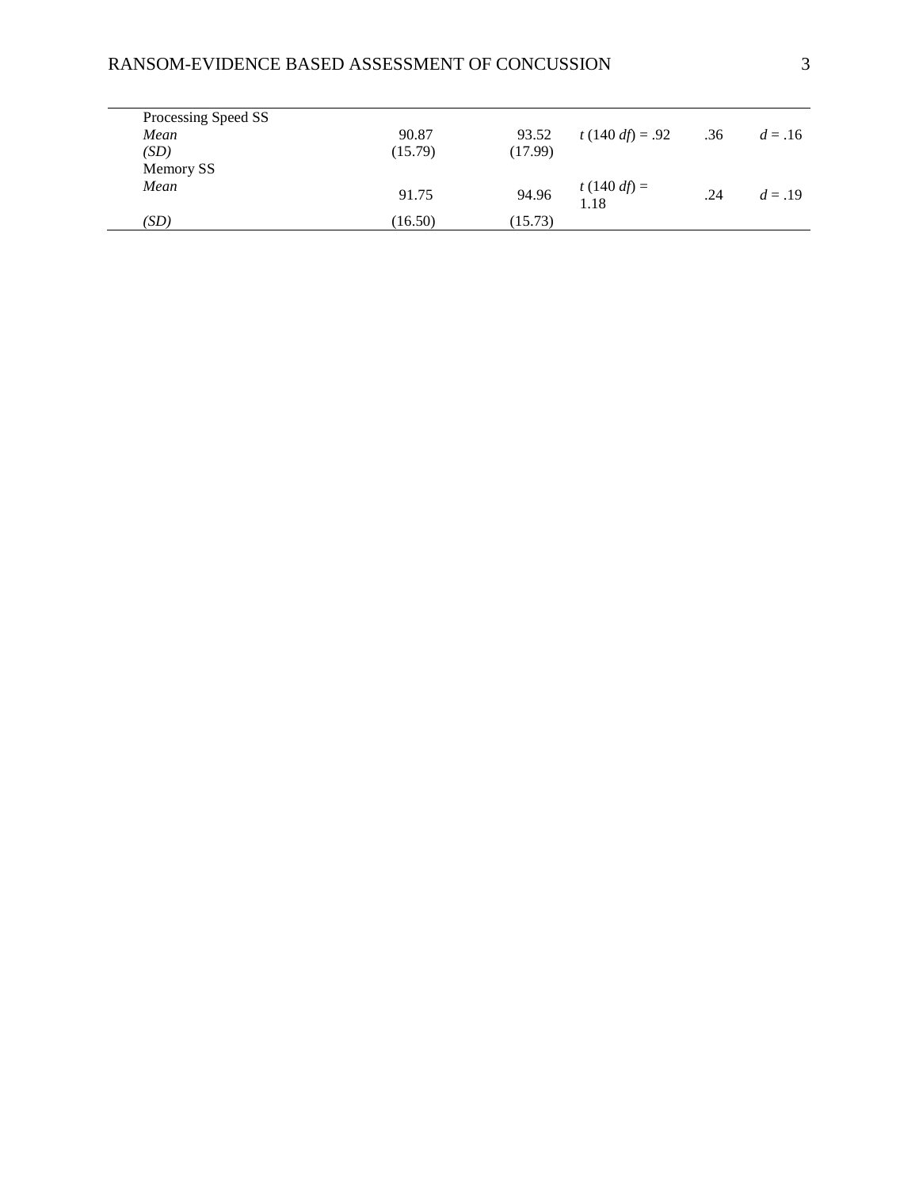| | | | | | |
|---|---|---|---|---|---|
| Processing Speed SS | | | | | |
| *Mean* | 90.87 | 93.52 | $t$ (140 $df$) = .92 | .36 | $d$ = .16 |
| *(SD)* | (15.79) | (17.99) | | | |
| Memory SS | | | | | |
| *Mean* | 91.75 | 94.96 | $t$ (140 $df$) = 1.18 | .24 | $d$ = .19 |
| *(SD)* | (16.50) | (15.73) | | | |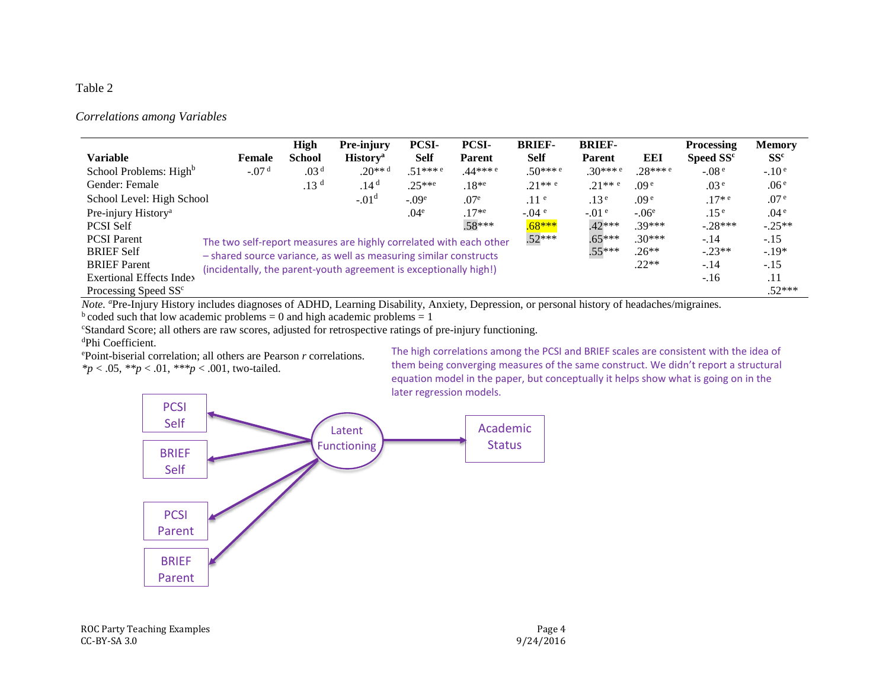Table 2

*Correlations among Variables*

| Variable | Female | High School | Pre-injury History[a] | PCSI-Self | PCSI-Parent | BRIEF-Self | BRIEF-Parent | EEI | Processing Speed SS[c] | Memory SS[c] |
|---|---|---|---|---|---|---|---|---|---|---|
| School Problems: High[b] | -.07 [d] | .03 [d] | .20** [d] | .51*** [e] | .44*** [e] | .50*** [e] | .30*** [e] | .28*** [e] | -.08 [e] | -.10 [e] |
| Gender: Female | | .13 [d] | .14 [d] | .25**[e] | .18*[e] | .21** [e] | .21** [e] | .09 [e] | .03 [e] | .06 [e] |
| School Level: High School | | | -.01[d] | -.09[e] | .07[e] | .11 [e] | .13 [e] | .09 [e] | .17* [e] | .07 [e] |
| Pre-injury History[a] | | | | .04[e] | .17*[e] | -.04 [e] | -.01 [e] | -.06[e] | .15 [e] | .04 [e] |
| PCSI Self | | | | | .58*** | .68*** | .42*** | .39*** | -.28*** | -.25** |
| PCSI Parent | | | | | | .52*** | .65*** | .30*** | -.14 | -.15 |
| BRIEF Self | | | | | | | .55*** | .26** | -.23** | -.19* |
| BRIEF Parent | | | | | | | | .22** | -.14 | -.15 |
| Exertional Effects Index | | | | | | | | | -.16 | .11 |
| Processing Speed SS[c] | | | | | | | | | | .52*** |

The two self-report measures are highly correlated with each other – shared source variance, as well as measuring similar constructs (incidentally, the parent-youth agreement is exceptionally high!)

*Note.* [a]Pre-Injury History includes diagnoses of ADHD, Learning Disability, Anxiety, Depression, or personal history of headaches/migraines.
[b] coded such that low academic problems = 0 and high academic problems = 1
[c]Standard Score; all others are raw scores, adjusted for retrospective ratings of pre-injury functioning.
[d]Phi Coefficient.
[e]Point-biserial correlation; all others are Pearson $r$ correlations.
$*p < .05$, $**p < .01$, $***p < .001$, two-tailed.

The high correlations among the PCSI and BRIEF scales are consistent with the idea of them being converging measures of the same construct. We didn't report a structural equation model in the paper, but conceptually it helps show what is going on in the later regression models.

Latent Functioning → PCSI Self, BRIEF Self, PCSI Parent, BRIEF Parent; Latent Functioning → Academic Status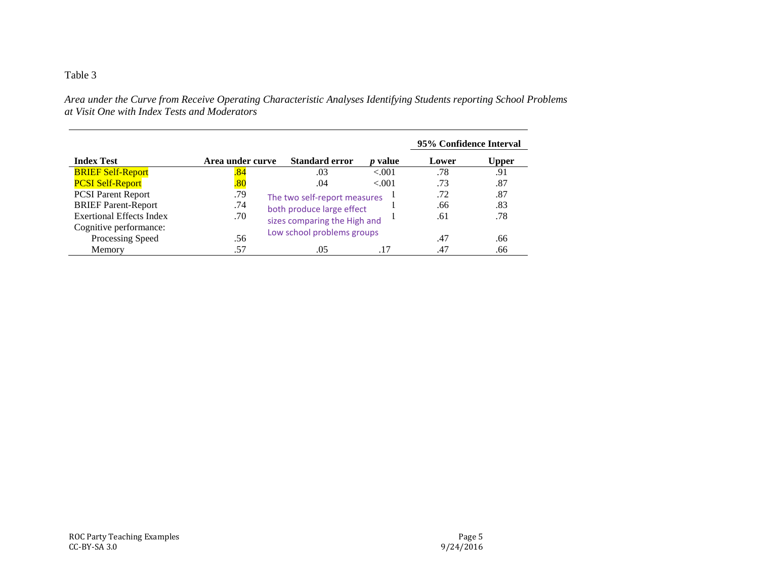Table 3

*Area under the Curve from Receive Operating Characteristic Analyses Identifying Students reporting School Problems at Visit One with Index Tests and Moderators*

| Index Test | Area under curve | Standard error | *p* value | 95% Confidence Interval | |
|---|---|---|---|---|---|
| | | | | Lower | Upper |
| BRIEF Self-Report | .84 | .03 | <.001 | .78 | .91 |
| PCSI Self-Report | .80 | .04 | <.001 | .73 | .87 |
| PCSI Parent Report | .79 | | | .72 | .87 |
| BRIEF Parent-Report | .74 | | | .66 | .83 |
| Exertional Effects Index | .70 | | | .61 | .78 |
| Cognitive performance: | | | | | |
| Processing Speed | .56 | | | .47 | .66 |
| Memory | .57 | .05 | .17 | .47 | .66 |

The two self-report measures both produce large effect sizes comparing the High and Low school problems groups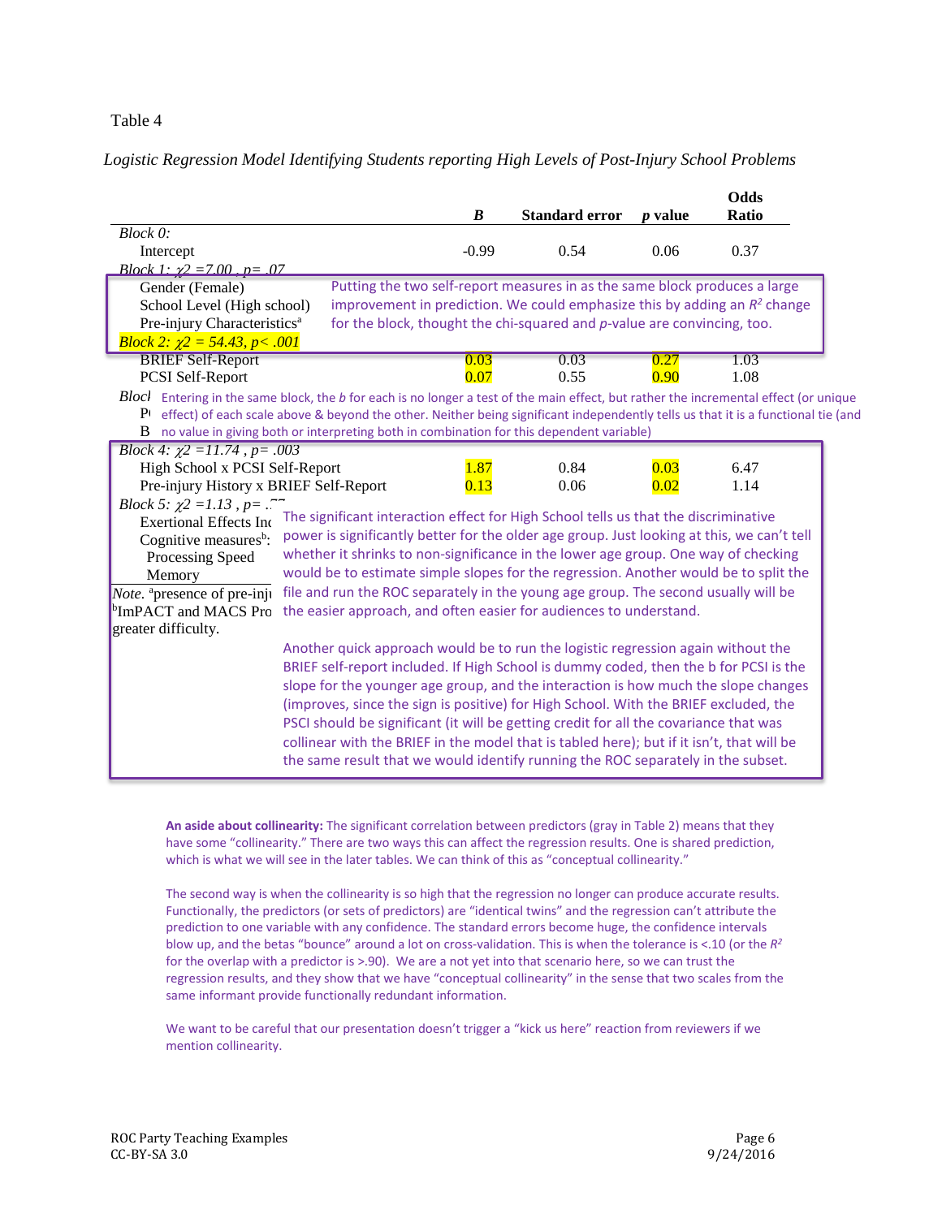Table 4

*Logistic Regression Model Identifying Students reporting High Levels of Post-Injury School Problems*

| | *B* | Standard error | *p* value | Odds Ratio |
|---|---|---|---|---|
| *Block 0:* | | | | |
| Intercept | -0.99 | 0.54 | 0.06 | 0.37 |
| *Block 1: χ2 =7.00 , p= .07* | | | | |
| Gender (Female) | | | | |
| School Level (High school) | | | | |
| Pre-injury Characteristics[a] | | | | |
| *Block 2: χ2 = 54.43, p< .001* | | | | |
| BRIEF Self-Report | 0.03 | 0.03 | 0.27 | 1.03 |
| PCSI Self-Report | 0.07 | 0.55 | 0.90 | 1.08 |
| *Block* | | | | |
| P | | | | |
| B | | | | |
| *Block 4: χ2 =11.74 , p= .003* | | | | |
| High School x PCSI Self-Report | 1.87 | 0.84 | 0.03 | 6.47 |
| Pre-injury History x BRIEF Self-Report | 0.13 | 0.06 | 0.02 | 1.14 |
| *Block 5: χ2 =1.13 , p= .7* | | | | |
| Exertional Effects Inc | | | | |
| Cognitive measures[b]: | | | | |
| Processing Speed | | | | |
| Memory | | | | |

*Note.* [a]presence of pre-inj
[b]ImPACT and MACS Pro
greater difficulty.

Putting the two self-report measures in as the same block produces a large improvement in prediction. We could emphasize this by adding an $R^2$ change for the block, thought the chi-squared and *p*-value are convincing, too.

Entering in the same block, the *b* for each is no longer a test of the main effect, but rather the incremental effect (or unique effect) of each scale above & beyond the other. Neither being significant independently tells us that it is a functional tie (and no value in giving both or interpreting both in combination for this dependent variable)

The significant interaction effect for High School tells us that the discriminative power is significantly better for the older age group. Just looking at this, we can't tell whether it shrinks to non-significance in the lower age group. One way of checking would be to estimate simple slopes for the regression. Another would be to split the file and run the ROC separately in the young age group. The second usually will be the easier approach, and often easier for audiences to understand.

Another quick approach would be to run the logistic regression again without the BRIEF self-report included. If High School is dummy coded, then the b for PCSI is the slope for the younger age group, and the interaction is how much the slope changes (improves, since the sign is positive) for High School. With the BRIEF excluded, the PSCI should be significant (it will be getting credit for all the covariance that was collinear with the BRIEF in the model that is tabled here); but if it isn't, that will be the same result that we would identify running the ROC separately in the subset.

**An aside about collinearity:** The significant correlation between predictors (gray in Table 2) means that they have some "collinearity." There are two ways this can affect the regression results. One is shared prediction, which is what we will see in the later tables. We can think of this as "conceptual collinearity."

The second way is when the collinearity is so high that the regression no longer can produce accurate results. Functionally, the predictors (or sets of predictors) are "identical twins" and the regression can't attribute the prediction to one variable with any confidence. The standard errors become huge, the confidence intervals blow up, and the betas "bounce" around a lot on cross-validation. This is when the tolerance is <.10 (or the $R^2$ for the overlap with a predictor is >.90). We are a not yet into that scenario here, so we can trust the regression results, and they show that we have "conceptual collinearity" in the sense that two scales from the same informant provide functionally redundant information.

We want to be careful that our presentation doesn't trigger a "kick us here" reaction from reviewers if we mention collinearity.

ROC Party Teaching Examples
CC-BY-SA 3.0